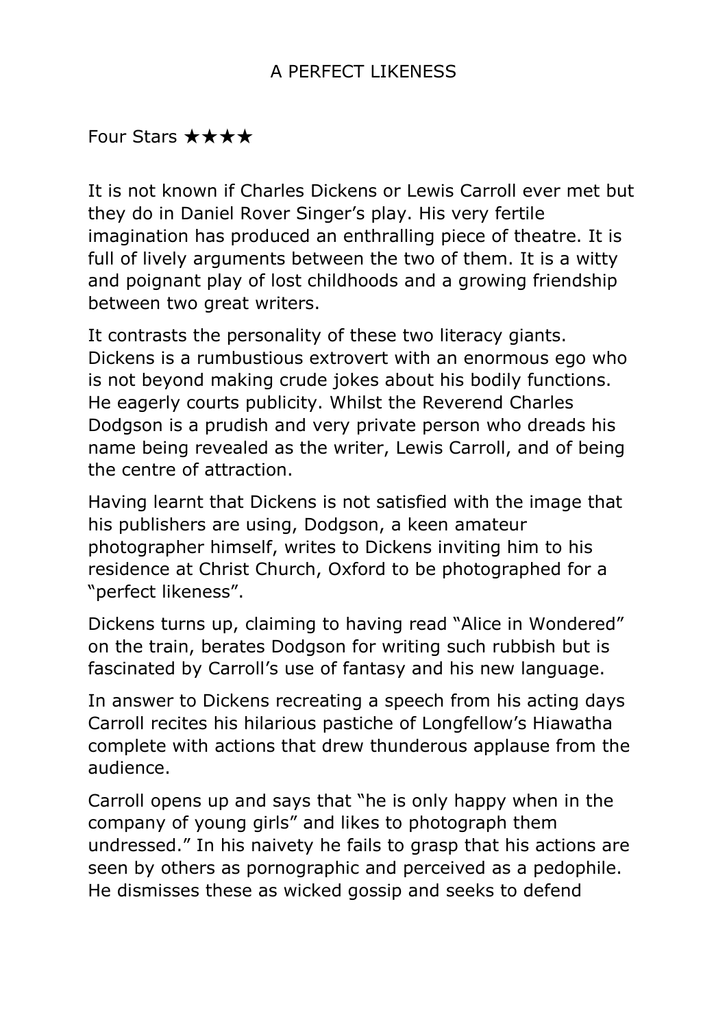# A PERFECT LIKENESS

Four Stars ★★★★

It is not known if Charles Dickens or Lewis Carroll ever met but they do in Daniel Rover Singer's play. His very fertile imagination has produced an enthralling piece of theatre. It is full of lively arguments between the two of them. It is a witty and poignant play of lost childhoods and a growing friendship between two great writers.

It contrasts the personality of these two literacy giants. Dickens is a rumbustious extrovert with an enormous ego who is not beyond making crude jokes about his bodily functions. He eagerly courts publicity. Whilst the Reverend Charles Dodgson is a prudish and very private person who dreads his name being revealed as the writer, Lewis Carroll, and of being the centre of attraction.

Having learnt that Dickens is not satisfied with the image that his publishers are using, Dodgson, a keen amateur photographer himself, writes to Dickens inviting him to his residence at Christ Church, Oxford to be photographed for a "perfect likeness".

Dickens turns up, claiming to having read "Alice in Wondered" on the train, berates Dodgson for writing such rubbish but is fascinated by Carroll's use of fantasy and his new language.

In answer to Dickens recreating a speech from his acting days Carroll recites his hilarious pastiche of Longfellow's Hiawatha complete with actions that drew thunderous applause from the audience.

Carroll opens up and says that "he is only happy when in the company of young girls" and likes to photograph them undressed." In his naivety he fails to grasp that his actions are seen by others as pornographic and perceived as a pedophile. He dismisses these as wicked gossip and seeks to defend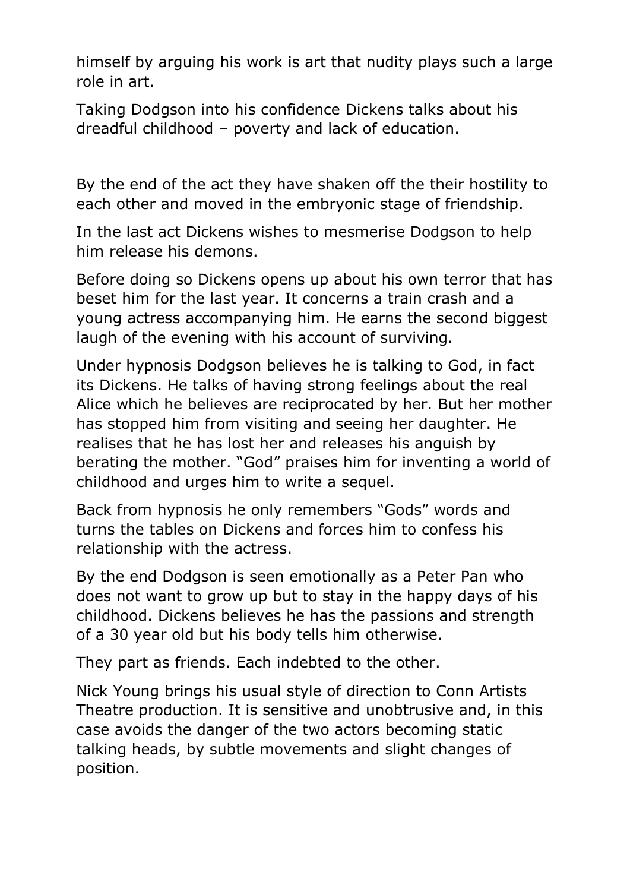himself by arguing his work is art that nudity plays such a large role in art.

Taking Dodgson into his confidence Dickens talks about his dreadful childhood – poverty and lack of education.

By the end of the act they have shaken off the their hostility to each other and moved in the embryonic stage of friendship.

In the last act Dickens wishes to mesmerise Dodgson to help him release his demons.

Before doing so Dickens opens up about his own terror that has beset him for the last year. It concerns a train crash and a young actress accompanying him. He earns the second biggest laugh of the evening with his account of surviving.

Under hypnosis Dodgson believes he is talking to God, in fact its Dickens. He talks of having strong feelings about the real Alice which he believes are reciprocated by her. But her mother has stopped him from visiting and seeing her daughter. He realises that he has lost her and releases his anguish by berating the mother. "God" praises him for inventing a world of childhood and urges him to write a sequel.

Back from hypnosis he only remembers "Gods" words and turns the tables on Dickens and forces him to confess his relationship with the actress.

By the end Dodgson is seen emotionally as a Peter Pan who does not want to grow up but to stay in the happy days of his childhood. Dickens believes he has the passions and strength of a 30 year old but his body tells him otherwise.

They part as friends. Each indebted to the other.

Nick Young brings his usual style of direction to Conn Artists Theatre production. It is sensitive and unobtrusive and, in this case avoids the danger of the two actors becoming static talking heads, by subtle movements and slight changes of position.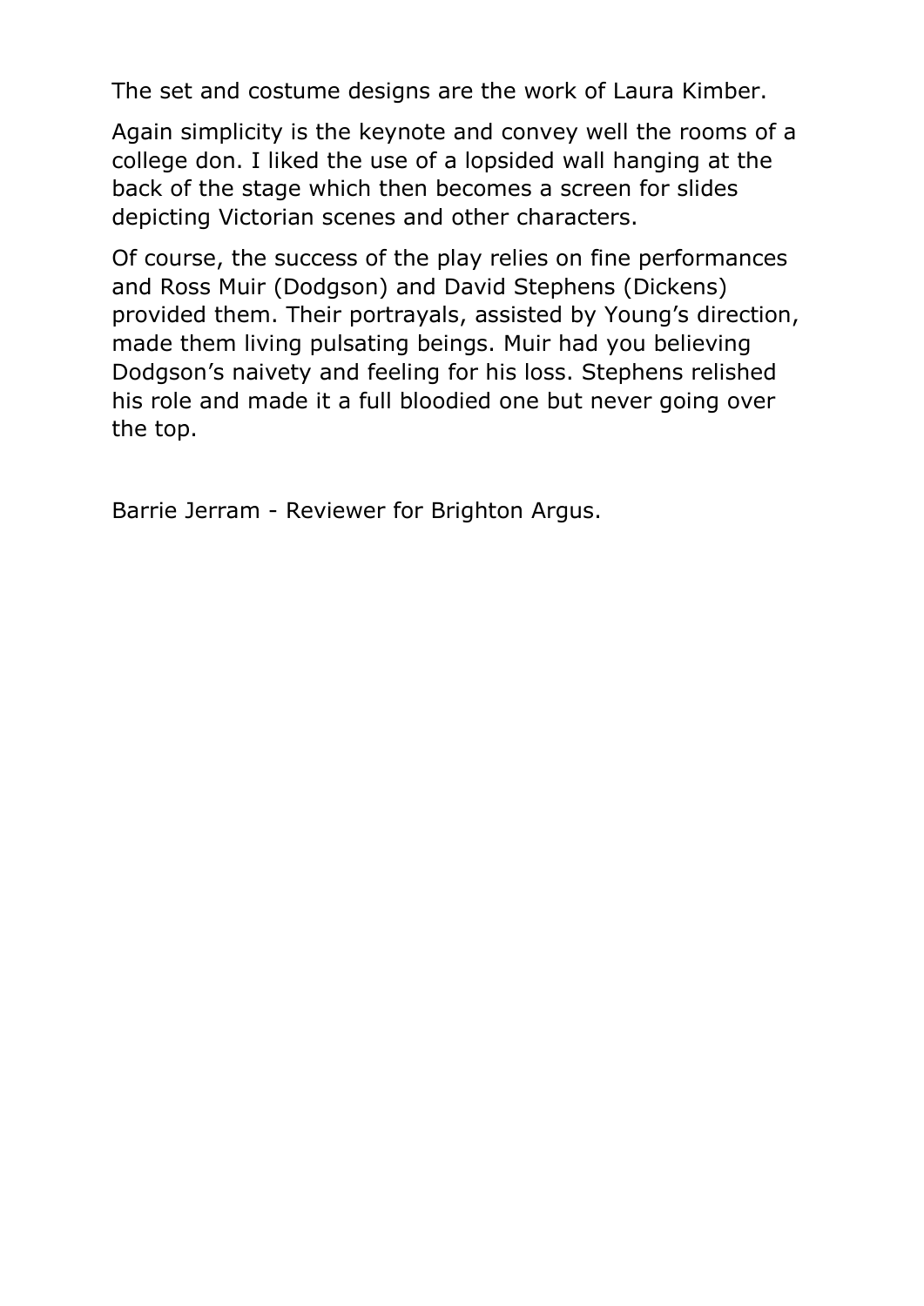The set and costume designs are the work of Laura Kimber.

Again simplicity is the keynote and convey well the rooms of a college don. I liked the use of a lopsided wall hanging at the back of the stage which then becomes a screen for slides depicting Victorian scenes and other characters.

Of course, the success of the play relies on fine performances and Ross Muir (Dodgson) and David Stephens (Dickens) provided them. Their portrayals, assisted by Young's direction, made them living pulsating beings. Muir had you believing Dodgson's naivety and feeling for his loss. Stephens relished his role and made it a full bloodied one but never going over the top.

Barrie Jerram - Reviewer for Brighton Argus.